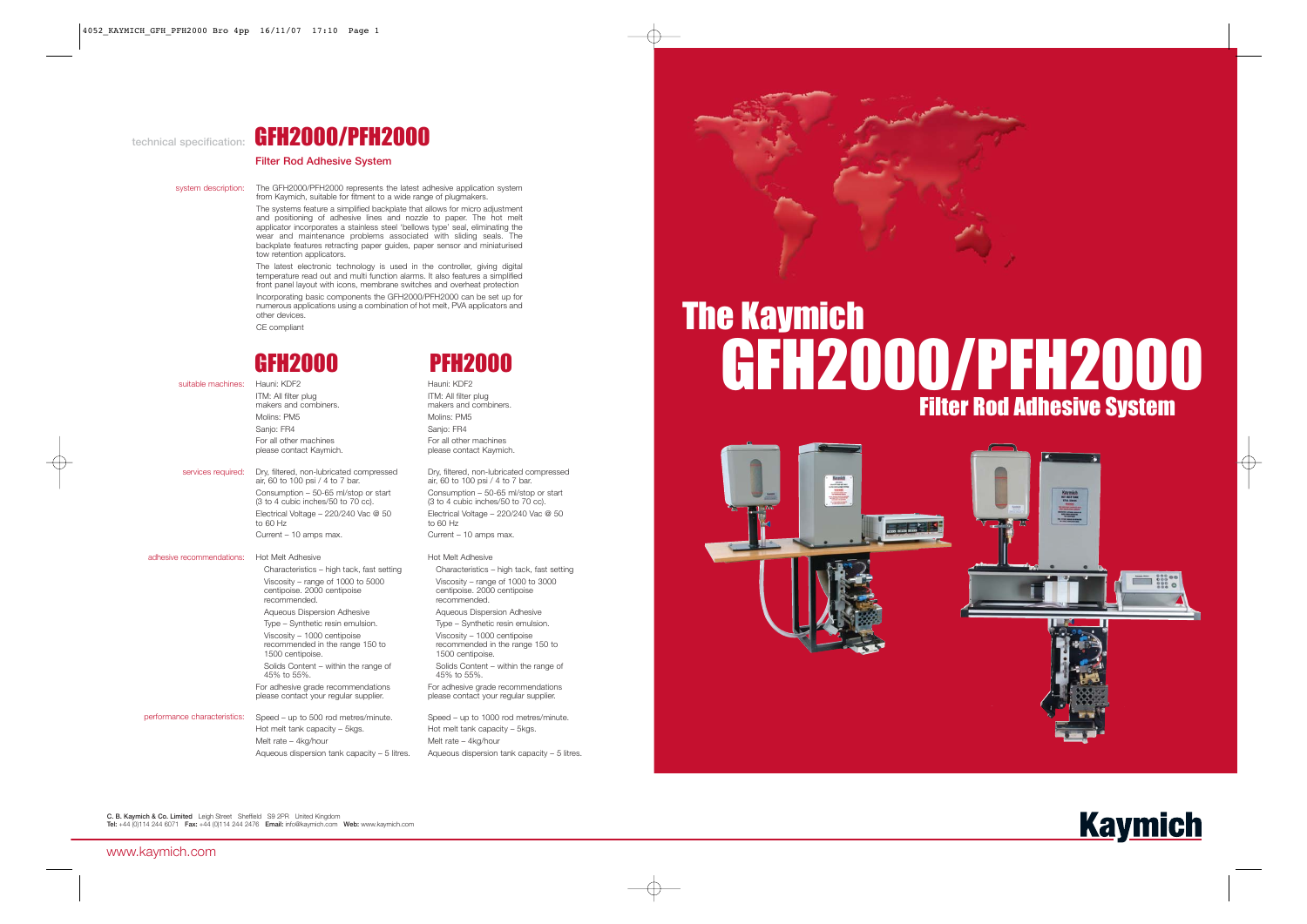# The Kaymich GFH2000/PFH2000

## Filter Rod Adhesive System

technical specification: **GFH2000/PFH2000**

**Filter Rod Adhesive System**

**system description:**

The GFH2000/PFH2000 represents the latest adhesive application system from Kaymich, suitable for fitment to a wide range of plugmakers.

The systems feature a simplified backplate that allows for micro adjustment and positioning of adhesive lines and nozzle to paper. The hot melt applicator incorporates a stainless steel 'bellows type' seal, eliminating the wear and maintenance problems associated with sliding seals. The backplate features retracting paper guides, paper sensor and miniaturised tow retention applicators.

The latest electronic technology is used in the controller, giving digital temperature read out and multi function alarms. It also features a simplified front panel layout with icons, membrane switches and overheat protection

Incorporating basic components the GFH2000/PFH2000 can be set up for numerous applications using a combination of hot melt, PVA applicators and other devices.

CE compliant

| | GFH2000 | PFH2000 |
|---|---|---|
| suitable machines: | Hauni: KDF2<br>ITM: All filter plug makers and combiners.<br>Molins: PM5<br>Sanjo: FR4<br>For all other machines please contact Kaymich. | Hauni: KDF2<br>ITM: All filter plug makers and combiners.<br>Molins: PM5<br>Sanjo: FR4<br>For all other machines please contact Kaymich. |
| services required: | Dry, filtered, non-lubricated compressed air, 60 to 100 psi / 4 to 7 bar.<br>Consumption – 50-65 ml/stop or start (3 to 4 cubic inches/50 to 70 cc).<br>Electrical Voltage – 220/240 Vac @ 50 to 60 Hz<br>Current – 10 amps max. | Dry, filtered, non-lubricated compressed air, 60 to 100 psi / 4 to 7 bar.<br>Consumption – 50-65 ml/stop or start (3 to 4 cubic inches/50 to 70 cc).<br>Electrical Voltage – 220/240 Vac @ 50 to 60 Hz<br>Current – 10 amps max. |
| adhesive recommendations: | Hot Melt Adhesive<br>Characteristics – high tack, fast setting<br>Viscosity – range of 1000 to 5000 centipoise. 2000 centipoise recommended.<br>Aqueous Dispersion Adhesive<br>Type – Synthetic resin emulsion.<br>Viscosity – 1000 centipoise recommended in the range 150 to 1500 centipoise.<br>Solids Content – within the range of 45% to 55%.<br>For adhesive grade recommendations please contact your regular supplier. | Hot Melt Adhesive<br>Characteristics – high tack, fast setting<br>Viscosity – range of 1000 to 3000 centipoise. 2000 centipoise recommended.<br>Aqueous Dispersion Adhesive<br>Type – Synthetic resin emulsion.<br>Viscosity – 1000 centipoise recommended in the range 150 to 1500 centipoise.<br>Solids Content – within the range of 45% to 55%.<br>For adhesive grade recommendations please contact your regular supplier. |
| performance characteristics: | Speed – up to 500 rod metres/minute.<br>Hot melt tank capacity – 5kgs.<br>Melt rate – 4kg/hour<br>Aqueous dispersion tank capacity – 5 litres. | Speed – up to 1000 rod metres/minute.<br>Hot melt tank capacity – 5kgs.<br>Melt rate – 4kg/hour<br>Aqueous dispersion tank capacity – 5 litres. |

**C. B. Kaymich & Co. Limited** Leigh Street Sheffield S9 2PR United Kingdom
**Tel:** +44 (0)114 244 6071 **Fax:** +44 (0)114 244 2476 **Email:** info@kaymich.com **Web:** www.kaymich.com

www.kaymich.com

**Kaymich**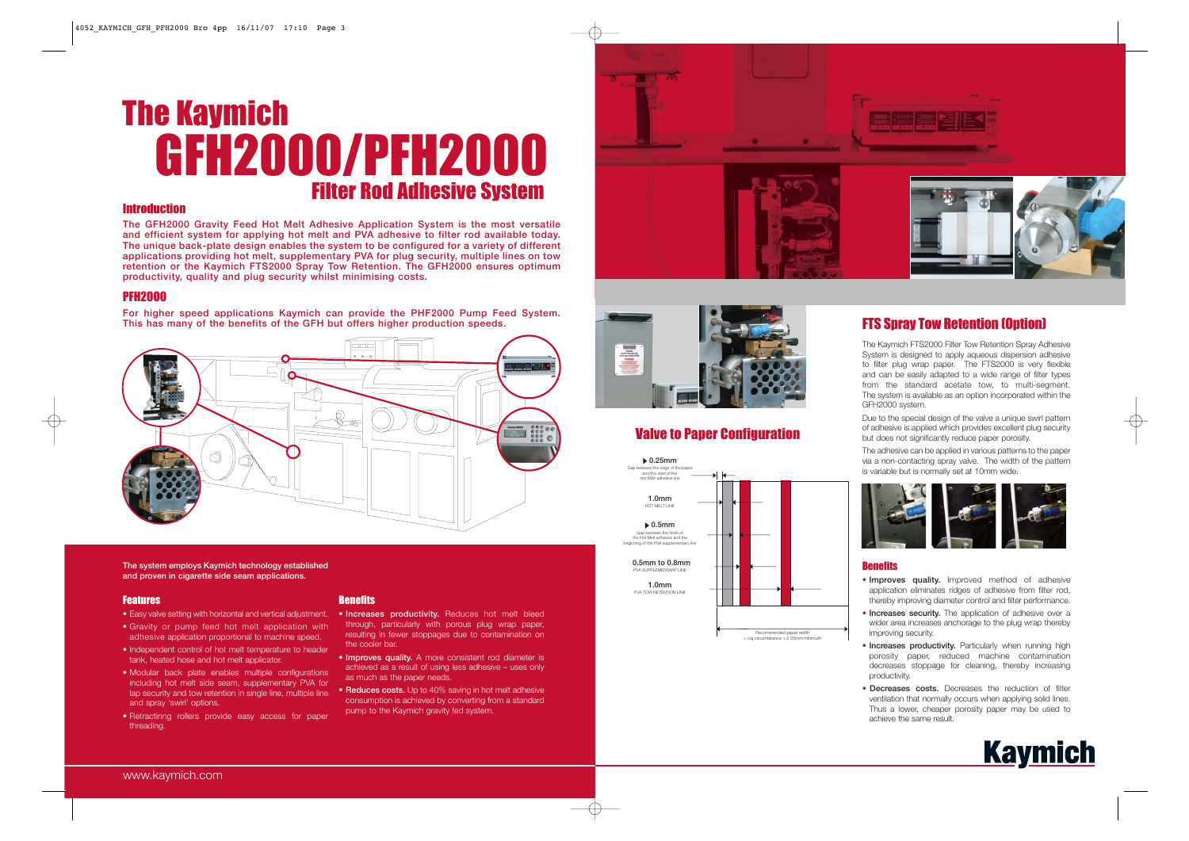# The Kaymich GFH2000/PFH2000 Filter Rod Adhesive System

## Introduction

**The GFH2000 Gravity Feed Hot Melt Adhesive Application System is the most versatile and efficient system for applying hot melt and PVA adhesive to filter rod available today. The unique back-plate design enables the system to be configured for a variety of different applications providing hot melt, supplementary PVA for plug security, multiple lines on tow retention or the Kaymich FTS2000 Spray Tow Retention. The GFH2000 ensures optimum productivity, quality and plug security whilst minimising costs.**

## PFH2000

**For higher speed applications Kaymich can provide the PHF2000 Pump Feed System. This has many of the benefits of the GFH but offers higher production speeds.**

**The system employs Kaymich technology established and proven in cigarette side seam applications.**

## Features

- Easy valve setting with horizontal and vertical adjustment.
- Gravity or pump feed hot melt application with adhesive application proportional to machine speed.
- Independent control of hot melt temperature to header tank, heated hose and hot melt applicator.
- Modular back plate enables multiple configurations including hot melt side seam, supplementary PVA for lap security and tow retention in single line, multiple line and spray 'swirl' options.
- Retractinng rollers provide easy access for paper threading.

## Benefits

- **Increases productivity.** Reduces hot melt bleed through, particularly with porous plug wrap paper, resulting in fewer stoppages due to contamination on the cooler bar.
- **Improves quality.** A more consistent rod diameter is achieved as a result of using less adhesive – uses only as much as the paper needs.
- **Reduces costs.** Up to 40% saving in hot melt adhesive consumption is achieved by converting from a standard pump to the Kaymich gravity fed system.

www.kaymich.com

## Valve to Paper Configuration

0.25mm
Gap between the edge of the paper and the start of the Hot Melt adhesive line

1.0mm
HOT MELT LINE

0.5mm
Gap between the finish of the Hot Melt adhesive and the beginning of the PVA supplementary line

0.5mm to 0.8mm
PVA SUPPLEMENTARY LINE

1.0mm
PVA TOW RETENTION LINE

Recommended paper width = cig circumference + 2.50mm minimum

## FTS Spray Tow Retention (Option)

The Kaymich FTS2000 Filter Tow Retention Spray Adhesive System is designed to apply aqueous dispersion adhesive to filter plug wrap paper. The FTS2000 is very flexible and can be easily adapted to a wide range of filter types from the standard acetate tow, to multi-segment. The system is available as an option incorporated within the GFH2000 system.

Due to the special design of the valve a unique swirl pattern of adhesive is applied which provides excellent plug security but does not significantly reduce paper porosity.

The adhesive can be applied in various patterns to the paper via a non-contacting spray valve. The width of the pattern is variable but is normally set at 10mm wide.

## Benefits

- **Improves quality.** Improved method of adhesive application eliminates ridges of adhesive from filter rod, thereby improving diameter control and filter performance.
- **Increases security.** The application of adhesive over a wider area increases anchorage to the plug wrap thereby improving security.
- **Increases productivity.** Particularly when running high porosity paper, reduced machine contamination decreases stoppage for cleaning, thereby increasing productivity.
- **Decreases costs.** Decreases the reduction of filter ventilation that normally occurs when applying solid lines. Thus a lower, cheaper porosity paper may be used to achieve the same result.

Kaymich